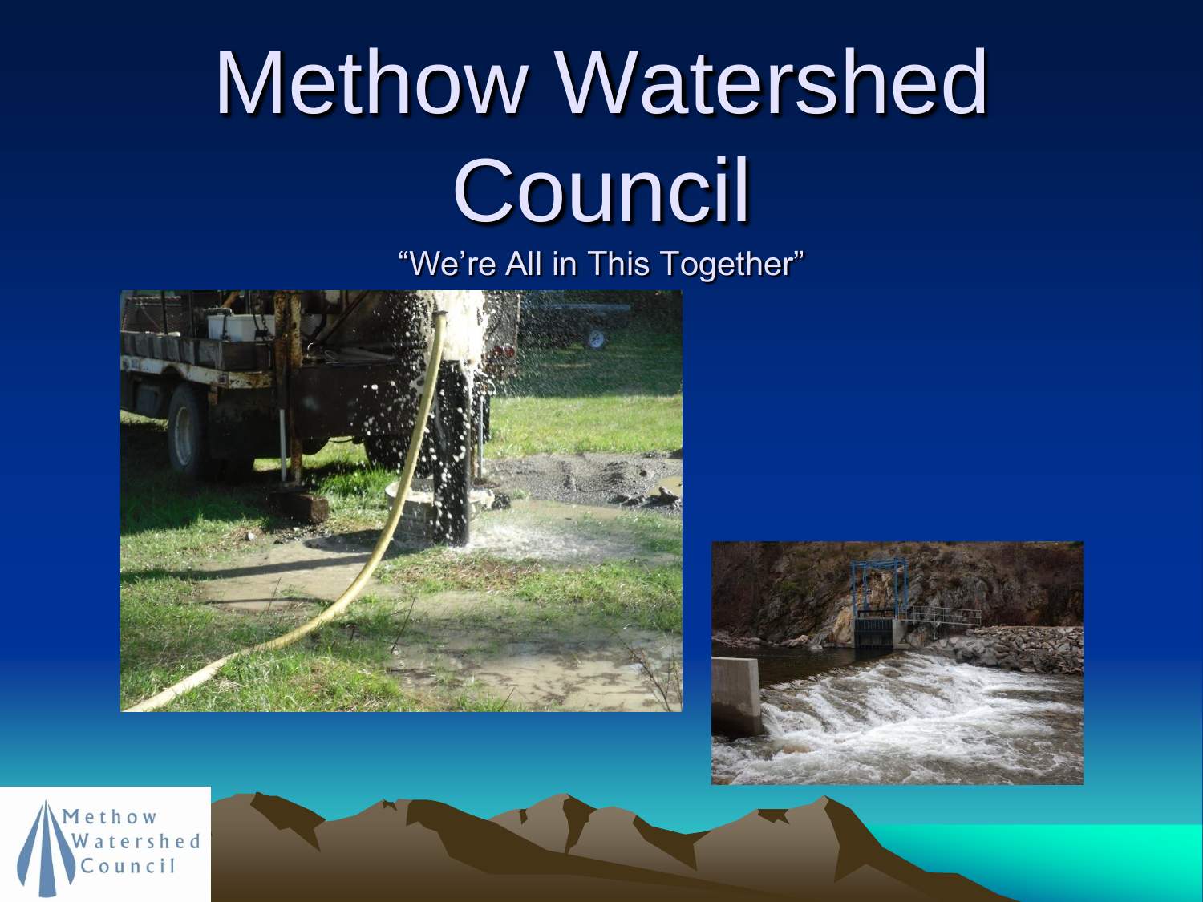# Methow Watershed Council

"We're All in This Together"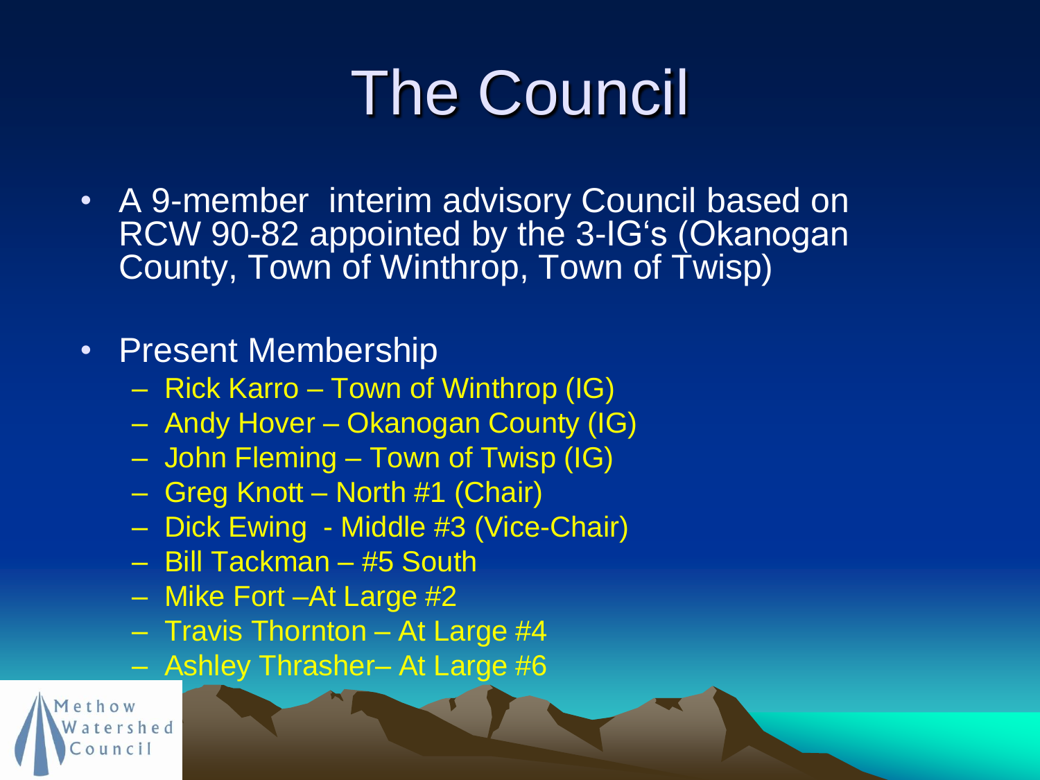# The Council

- A 9-member interim advisory Council based on RCW 90-82 appointed by the 3-IG's (Okanogan County, Town of Winthrop, Town of Twisp)

- Present Membership
  - Rick Karro – Town of Winthrop (IG)
  - Andy Hover – Okanogan County (IG)
  - John Fleming – Town of Twisp (IG)
  - Greg Knott – North #1 (Chair)
  - Dick Ewing - Middle #3 (Vice-Chair)
  - Bill Tackman – #5 South
  - Mike Fort –At Large #2
  - Travis Thornton – At Large #4
  - Ashley Thrasher– At Large #6

Methow Watershed Council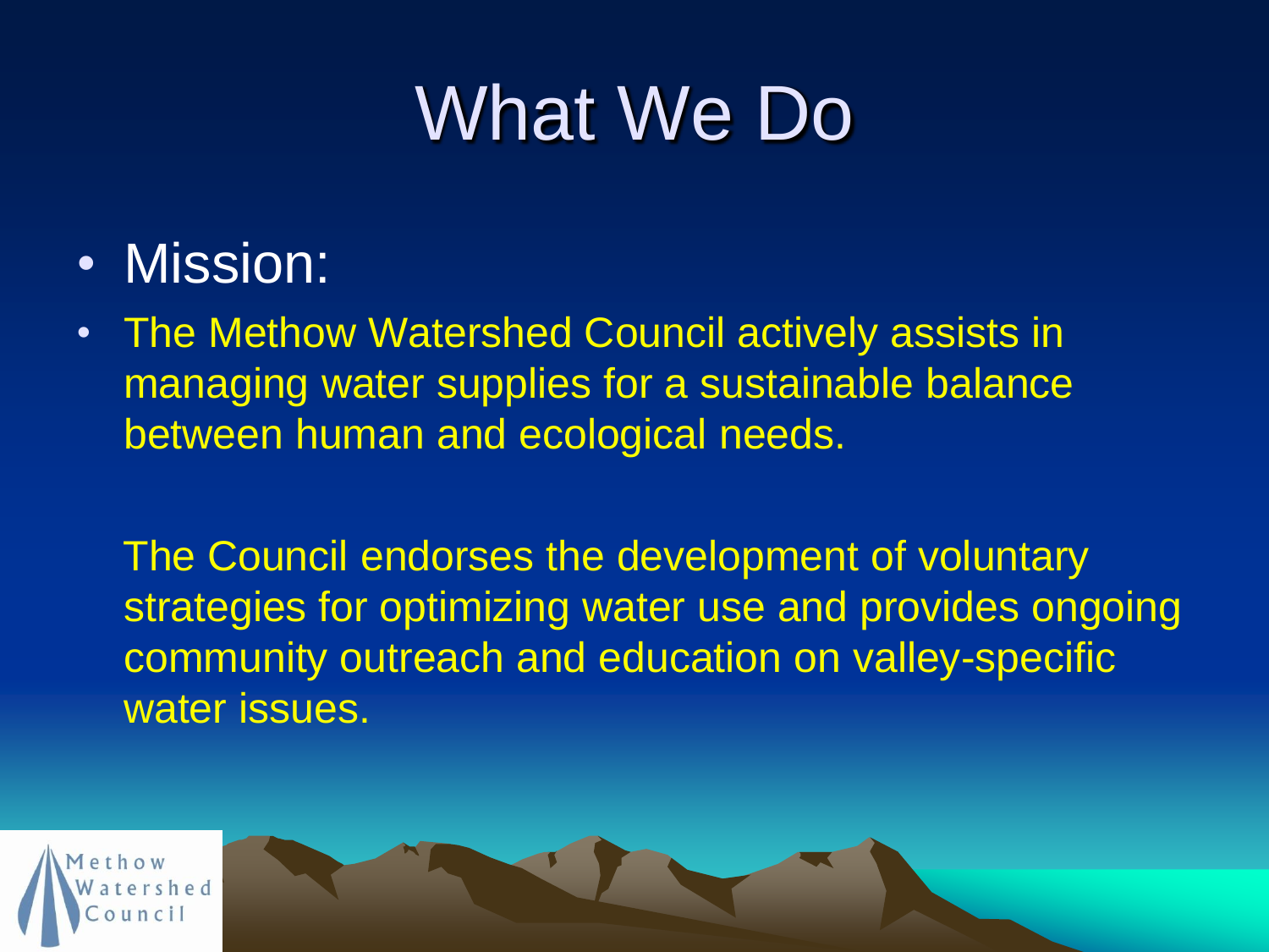# What We Do

- Mission:
- The Methow Watershed Council actively assists in managing water supplies for a sustainable balance between human and ecological needs.

  The Council endorses the development of voluntary strategies for optimizing water use and provides ongoing community outreach and education on valley-specific water issues.

Methow Watershed Council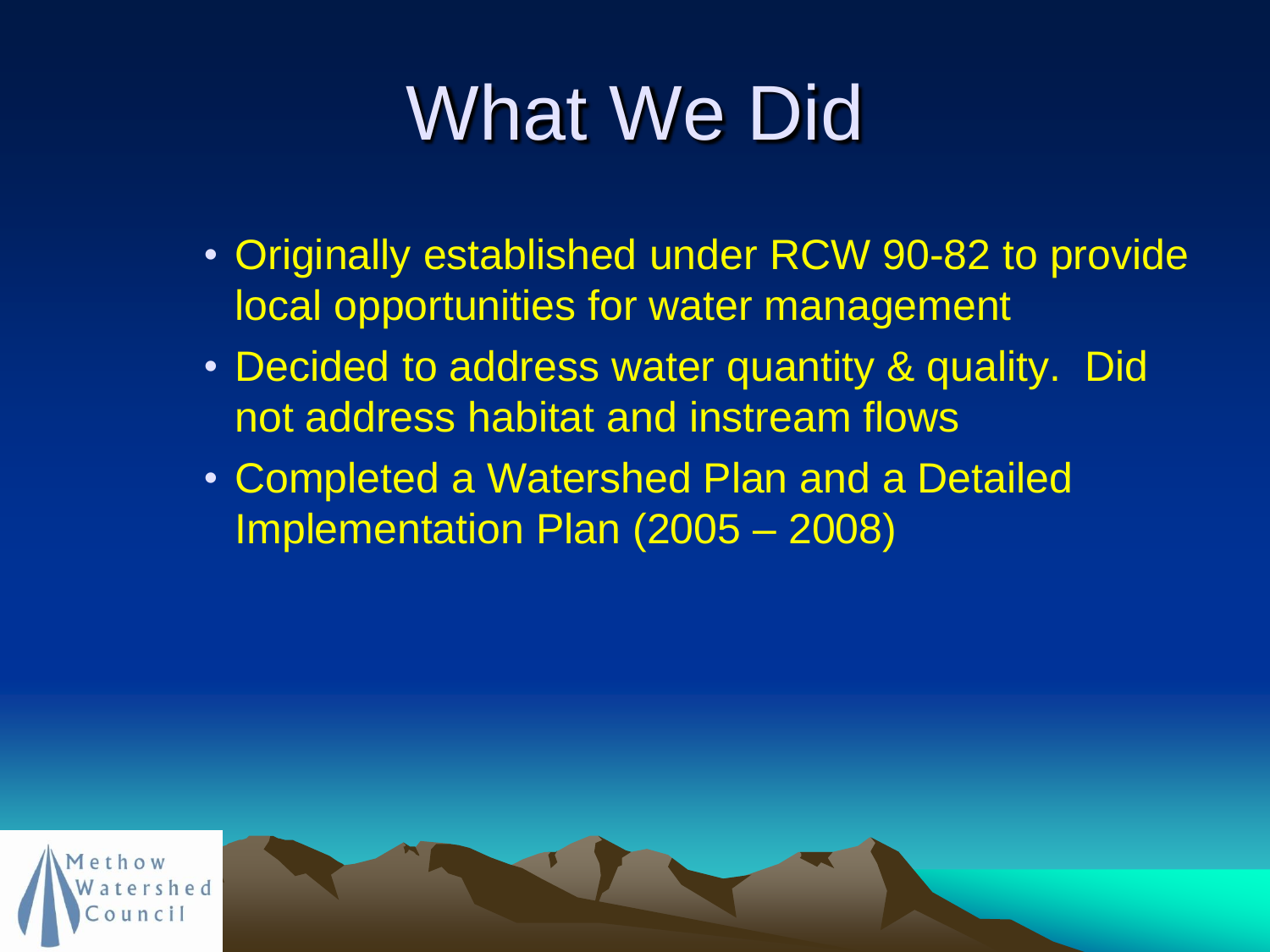# What We Did

- Originally established under RCW 90-82 to provide local opportunities for water management
- Decided to address water quantity & quality. Did not address habitat and instream flows
- Completed a Watershed Plan and a Detailed Implementation Plan (2005 – 2008)

Methow Watershed Council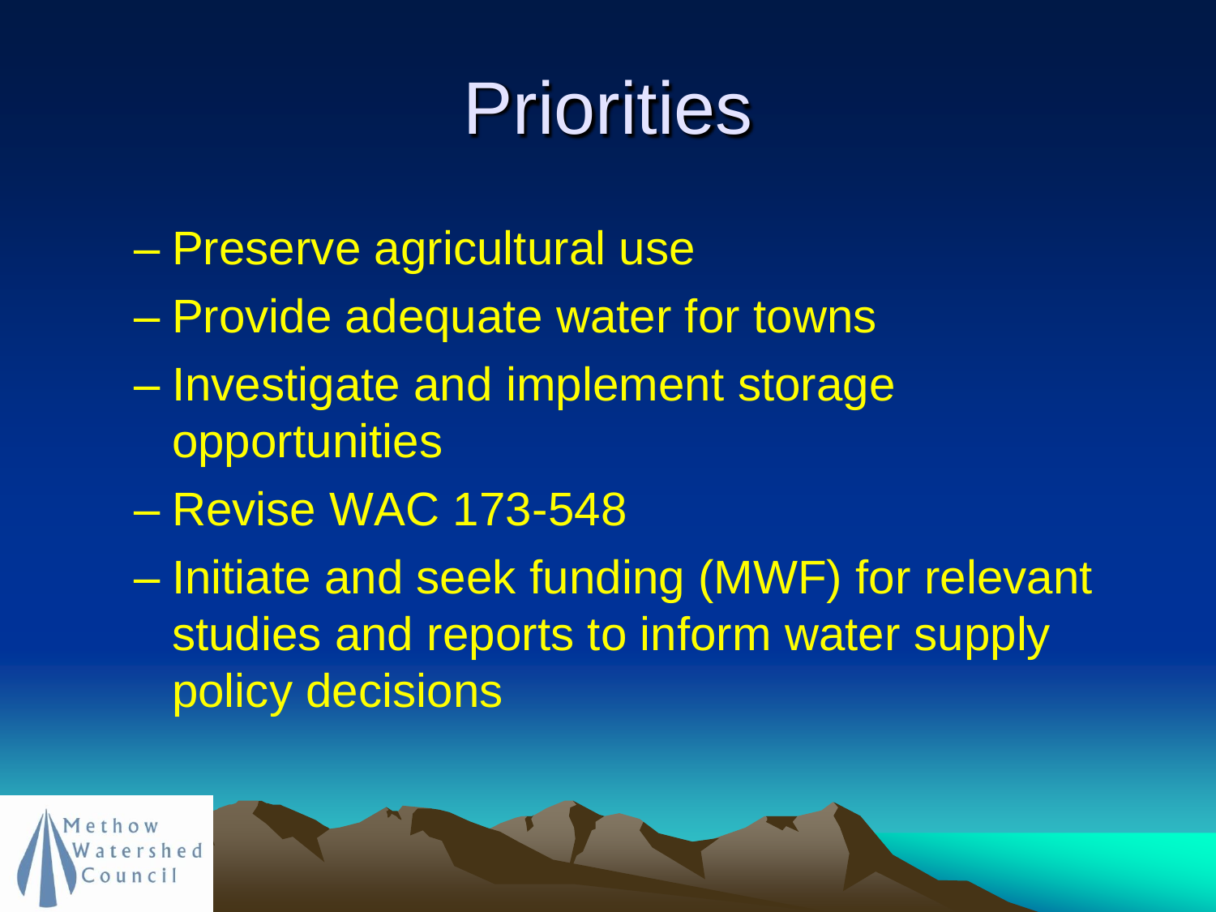# Priorities

- Preserve agricultural use
- Provide adequate water for towns
- Investigate and implement storage opportunities
- Revise WAC 173-548
- Initiate and seek funding (MWF) for relevant studies and reports to inform water supply policy decisions

Methow Watershed Council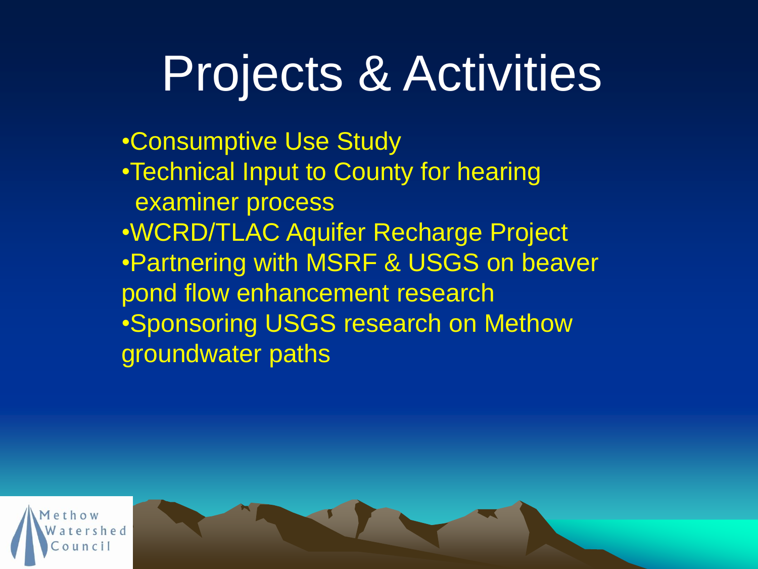# Projects & Activities

- Consumptive Use Study
- Technical Input to County for hearing examiner process
- WCRD/TLAC Aquifer Recharge Project
- Partnering with MSRF & USGS on beaver pond flow enhancement research
- Sponsoring USGS research on Methow groundwater paths

Methow Watershed Council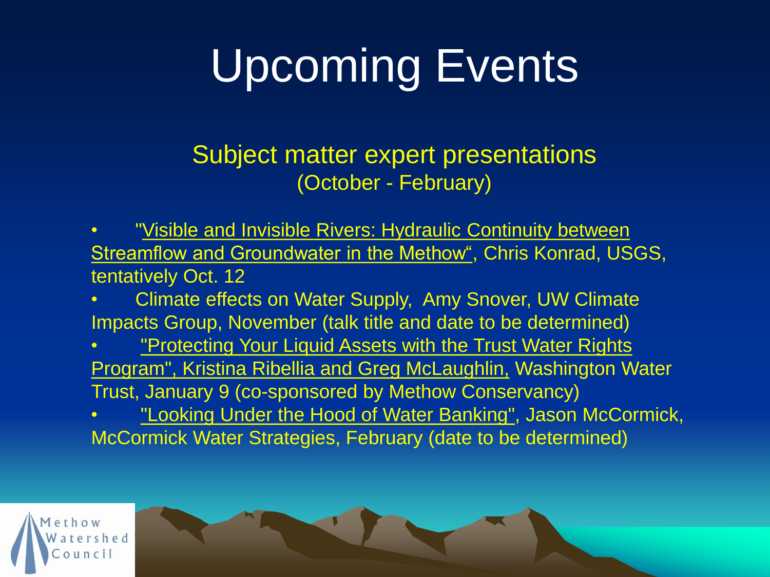# Upcoming Events

## Subject matter expert presentations
(October - February)

- "Visible and Invisible Rivers: Hydraulic Continuity between Streamflow and Groundwater in the Methow“, Chris Konrad, USGS, tentatively Oct. 12
- Climate effects on Water Supply,  Amy Snover, UW Climate Impacts Group, November (talk title and date to be determined)
- "Protecting Your Liquid Assets with the Trust Water Rights Program", Kristina Ribellia and Greg McLaughlin, Washington Water Trust, January 9 (co-sponsored by Methow Conservancy)
- "Looking Under the Hood of Water Banking", Jason McCormick, McCormick Water Strategies, February (date to be determined)

Methow Watershed Council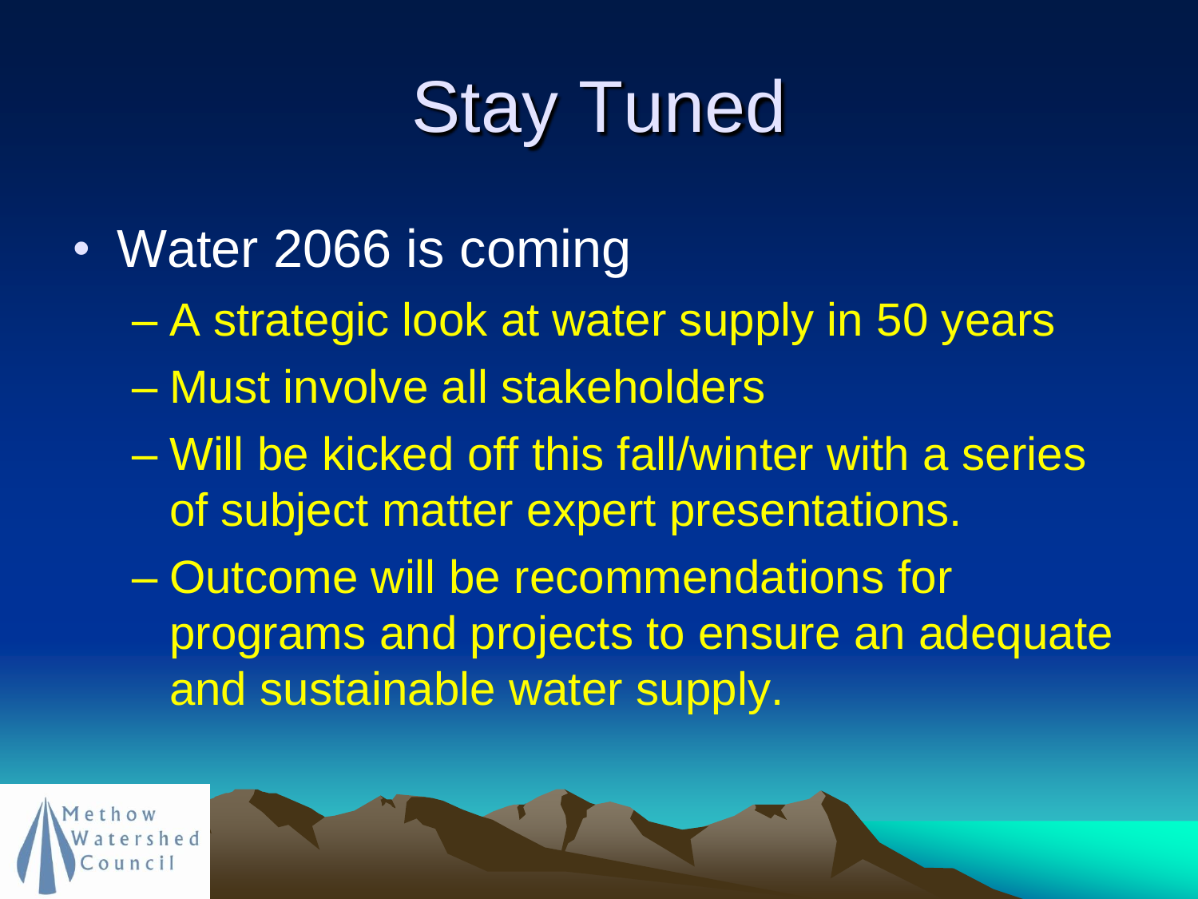# Stay Tuned

- Water 2066 is coming
  - A strategic look at water supply in 50 years
  - Must involve all stakeholders
  - Will be kicked off this fall/winter with a series of subject matter expert presentations.
  - Outcome will be recommendations for programs and projects to ensure an adequate and sustainable water supply.

Methow Watershed Council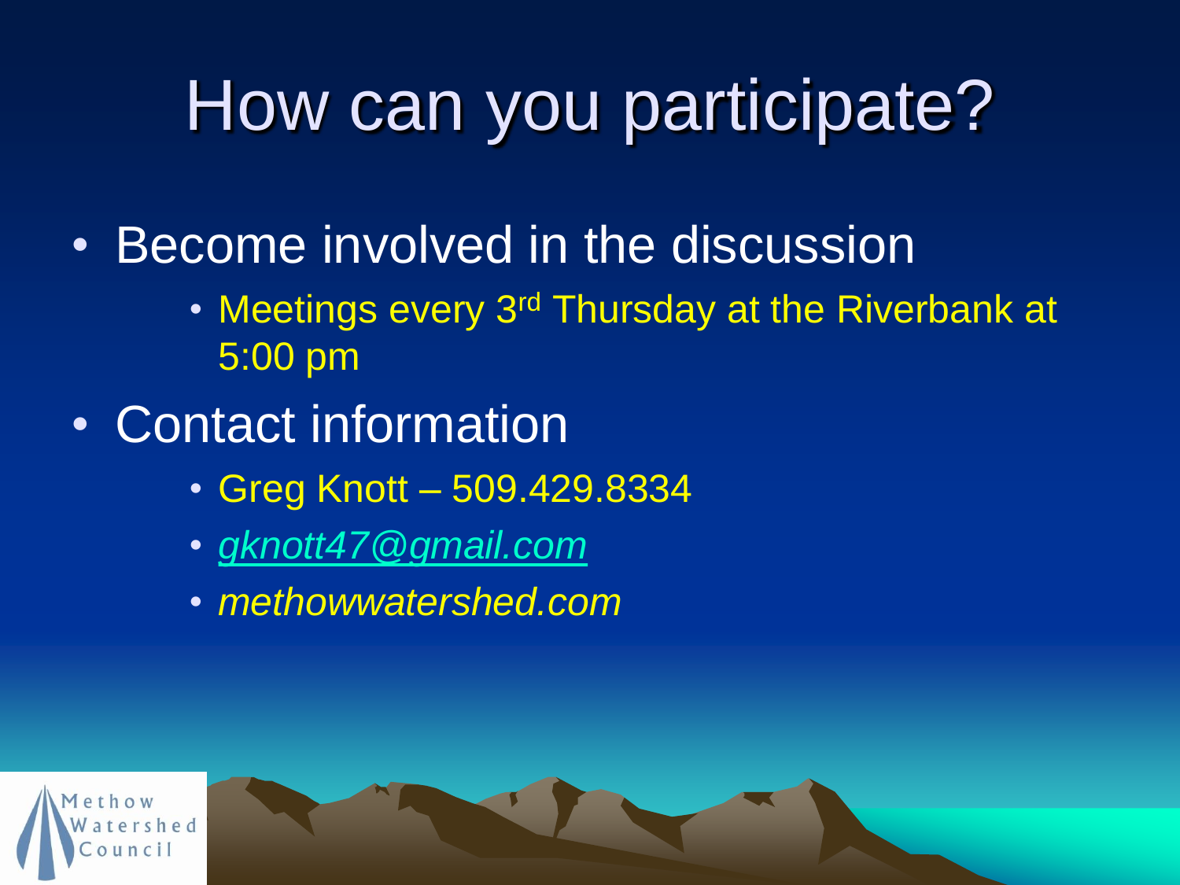# How can you participate?

- Become involved in the discussion
  - Meetings every 3rd Thursday at the Riverbank at 5:00 pm
- Contact information
  - Greg Knott – 509.429.8334
  - *gknott47@gmail.com*
  - *methowwatershed.com*

Methow Watershed Council